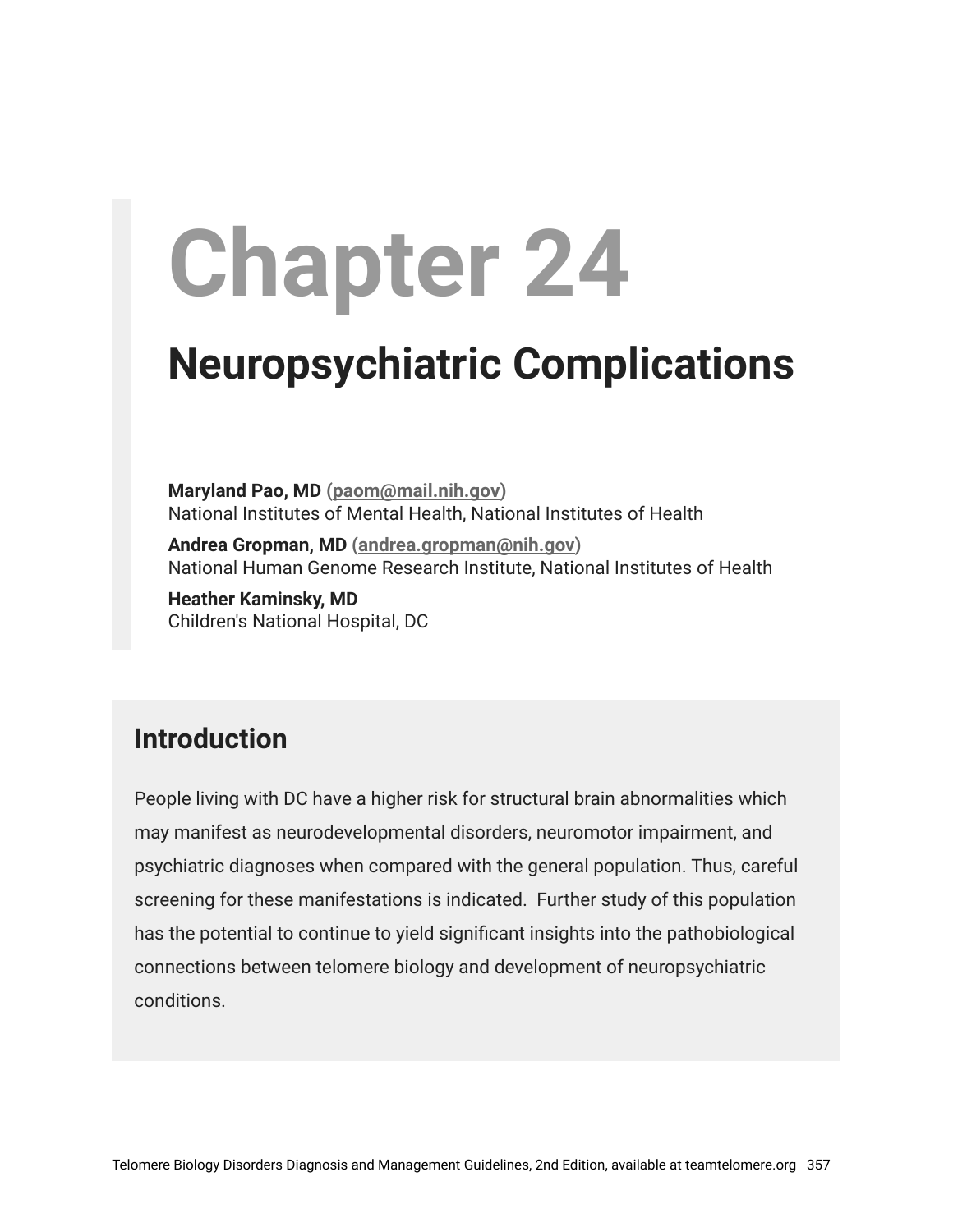# Chapter 24

## Neuropsychiatric Complications

**Maryland Pao, MD** (paom@mail.nih.gov)
National Institutes of Mental Health, National Institutes of Health

**Andrea Gropman, MD** (andrea.gropman@nih.gov)
National Human Genome Research Institute, National Institutes of Health

**Heather Kaminsky, MD**
Children's National Hospital, DC

## Introduction

People living with DC have a higher risk for structural brain abnormalities which may manifest as neurodevelopmental disorders, neuromotor impairment, and psychiatric diagnoses when compared with the general population. Thus, careful screening for these manifestations is indicated. Further study of this population has the potential to continue to yield significant insights into the pathobiological connections between telomere biology and development of neuropsychiatric conditions.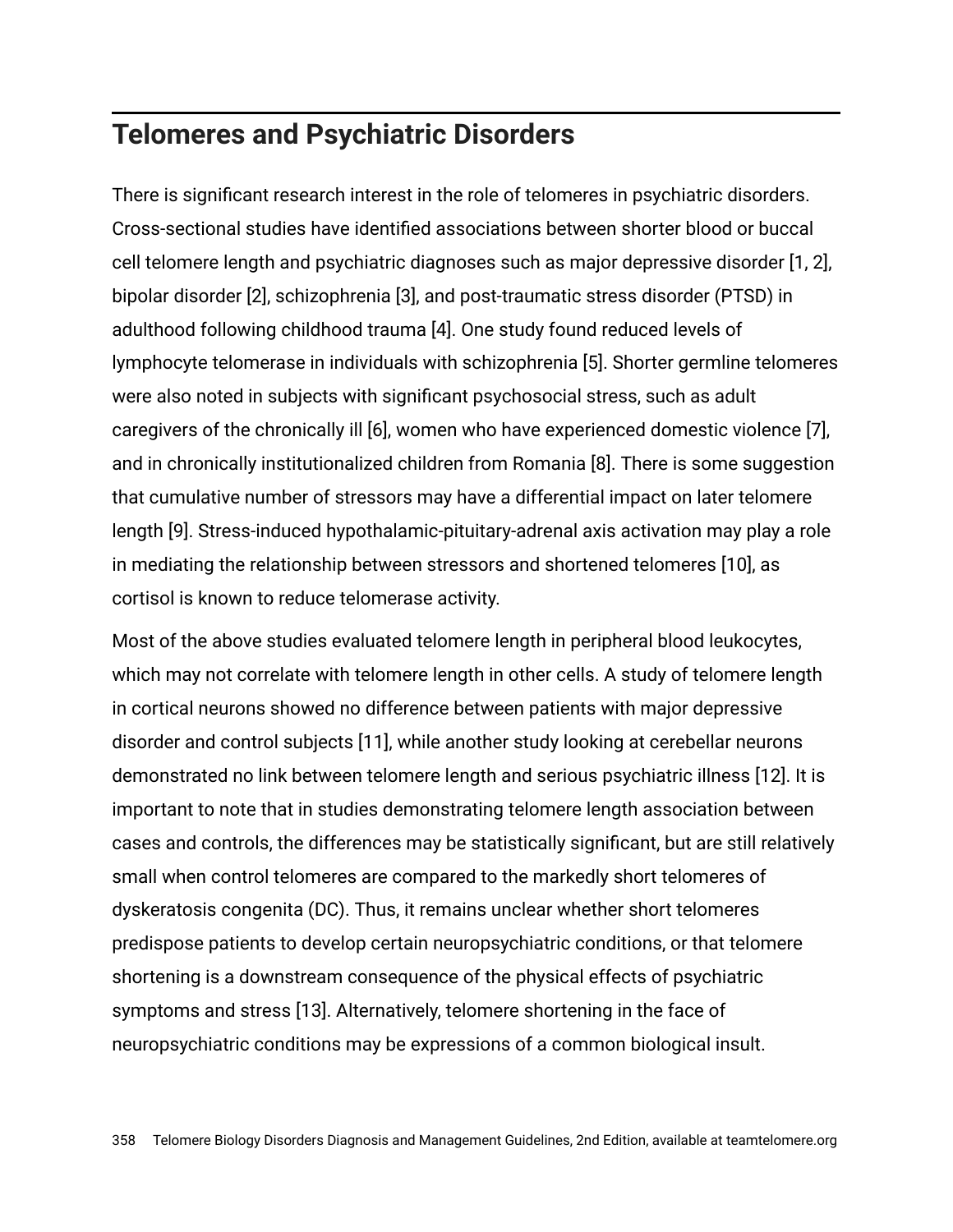## Telomeres and Psychiatric Disorders

There is significant research interest in the role of telomeres in psychiatric disorders. Cross-sectional studies have identified associations between shorter blood or buccal cell telomere length and psychiatric diagnoses such as major depressive disorder [1, 2], bipolar disorder [2], schizophrenia [3], and post-traumatic stress disorder (PTSD) in adulthood following childhood trauma [4]. One study found reduced levels of lymphocyte telomerase in individuals with schizophrenia [5]. Shorter germline telomeres were also noted in subjects with significant psychosocial stress, such as adult caregivers of the chronically ill [6], women who have experienced domestic violence [7], and in chronically institutionalized children from Romania [8]. There is some suggestion that cumulative number of stressors may have a differential impact on later telomere length [9]. Stress-induced hypothalamic-pituitary-adrenal axis activation may play a role in mediating the relationship between stressors and shortened telomeres [10], as cortisol is known to reduce telomerase activity.

Most of the above studies evaluated telomere length in peripheral blood leukocytes, which may not correlate with telomere length in other cells. A study of telomere length in cortical neurons showed no difference between patients with major depressive disorder and control subjects [11], while another study looking at cerebellar neurons demonstrated no link between telomere length and serious psychiatric illness [12]. It is important to note that in studies demonstrating telomere length association between cases and controls, the differences may be statistically significant, but are still relatively small when control telomeres are compared to the markedly short telomeres of dyskeratosis congenita (DC). Thus, it remains unclear whether short telomeres predispose patients to develop certain neuropsychiatric conditions, or that telomere shortening is a downstream consequence of the physical effects of psychiatric symptoms and stress [13]. Alternatively, telomere shortening in the face of neuropsychiatric conditions may be expressions of a common biological insult.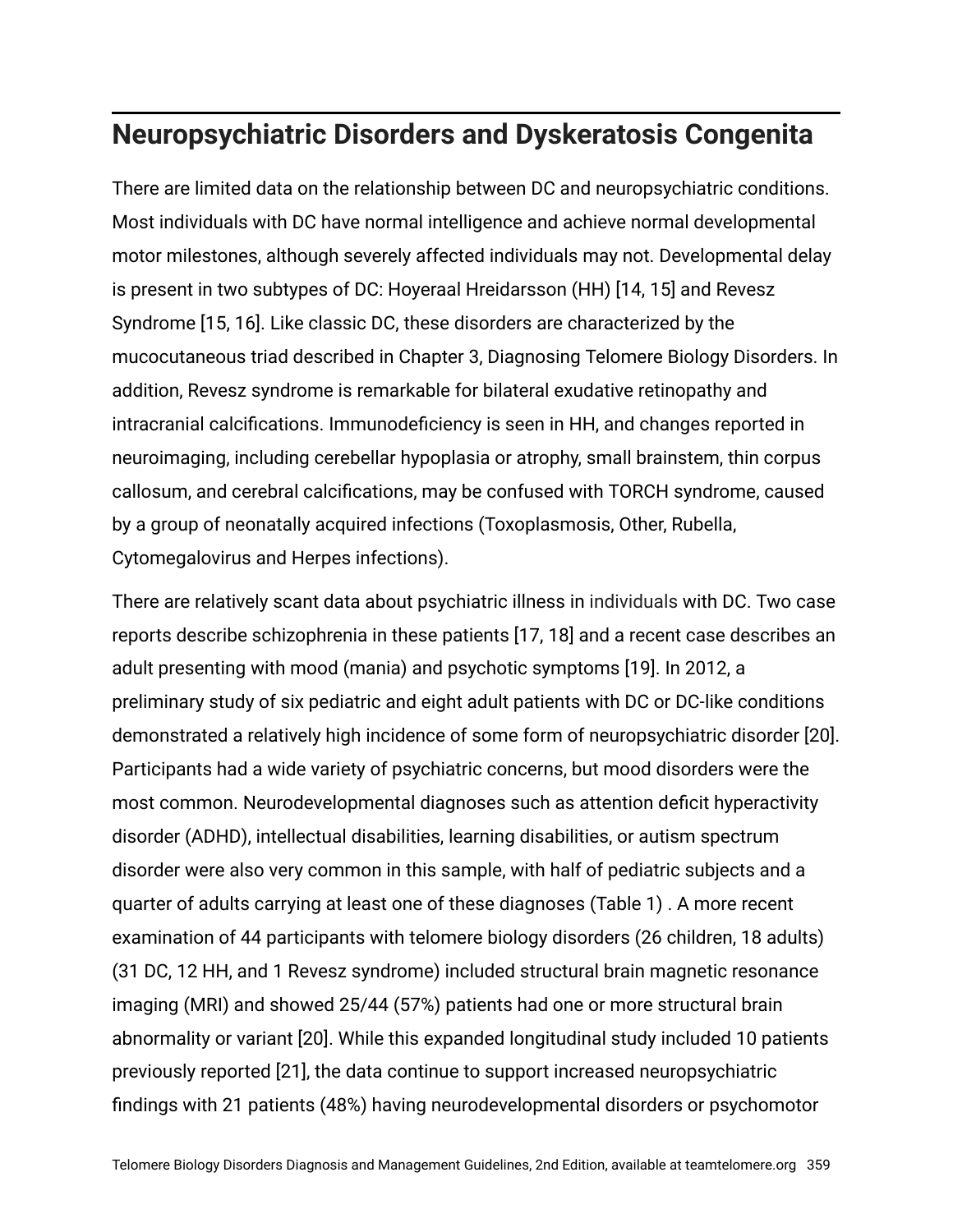## Neuropsychiatric Disorders and Dyskeratosis Congenita

There are limited data on the relationship between DC and neuropsychiatric conditions. Most individuals with DC have normal intelligence and achieve normal developmental motor milestones, although severely affected individuals may not. Developmental delay is present in two subtypes of DC: Hoyeraal Hreidarsson (HH) [14, 15] and Revesz Syndrome [15, 16]. Like classic DC, these disorders are characterized by the mucocutaneous triad described in Chapter 3, Diagnosing Telomere Biology Disorders. In addition, Revesz syndrome is remarkable for bilateral exudative retinopathy and intracranial calcifications. Immunodeficiency is seen in HH, and changes reported in neuroimaging, including cerebellar hypoplasia or atrophy, small brainstem, thin corpus callosum, and cerebral calcifications, may be confused with TORCH syndrome, caused by a group of neonatally acquired infections (Toxoplasmosis, Other, Rubella, Cytomegalovirus and Herpes infections).

There are relatively scant data about psychiatric illness in individuals with DC. Two case reports describe schizophrenia in these patients [17, 18] and a recent case describes an adult presenting with mood (mania) and psychotic symptoms [19]. In 2012, a preliminary study of six pediatric and eight adult patients with DC or DC-like conditions demonstrated a relatively high incidence of some form of neuropsychiatric disorder [20]. Participants had a wide variety of psychiatric concerns, but mood disorders were the most common. Neurodevelopmental diagnoses such as attention deficit hyperactivity disorder (ADHD), intellectual disabilities, learning disabilities, or autism spectrum disorder were also very common in this sample, with half of pediatric subjects and a quarter of adults carrying at least one of these diagnoses (Table 1) . A more recent examination of 44 participants with telomere biology disorders (26 children, 18 adults) (31 DC, 12 HH, and 1 Revesz syndrome) included structural brain magnetic resonance imaging (MRI) and showed 25/44 (57%) patients had one or more structural brain abnormality or variant [20]. While this expanded longitudinal study included 10 patients previously reported [21], the data continue to support increased neuropsychiatric findings with 21 patients (48%) having neurodevelopmental disorders or psychomotor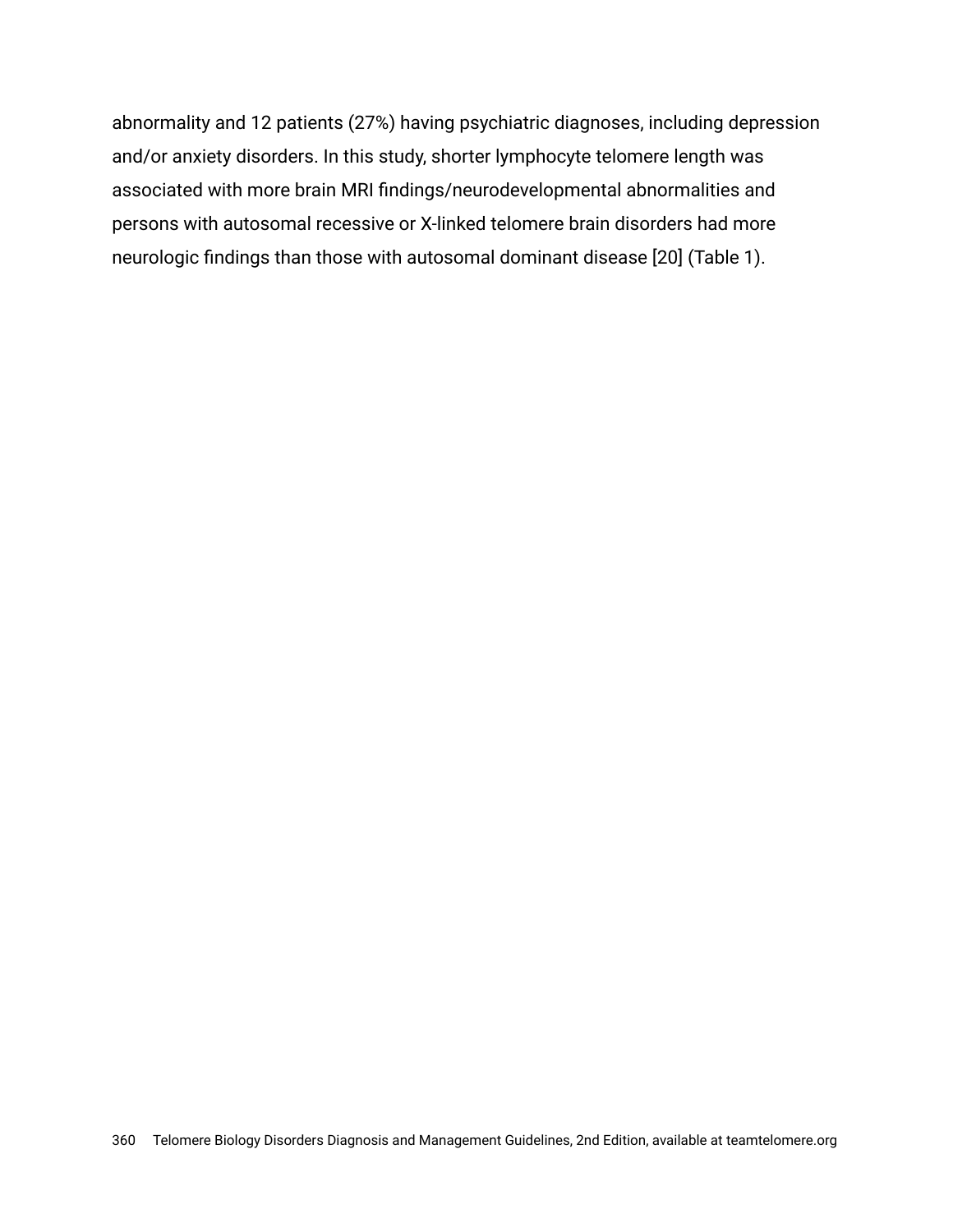abnormality and 12 patients (27%) having psychiatric diagnoses, including depression and/or anxiety disorders. In this study, shorter lymphocyte telomere length was associated with more brain MRI findings/neurodevelopmental abnormalities and persons with autosomal recessive or X-linked telomere brain disorders had more neurologic findings than those with autosomal dominant disease [20] (Table 1).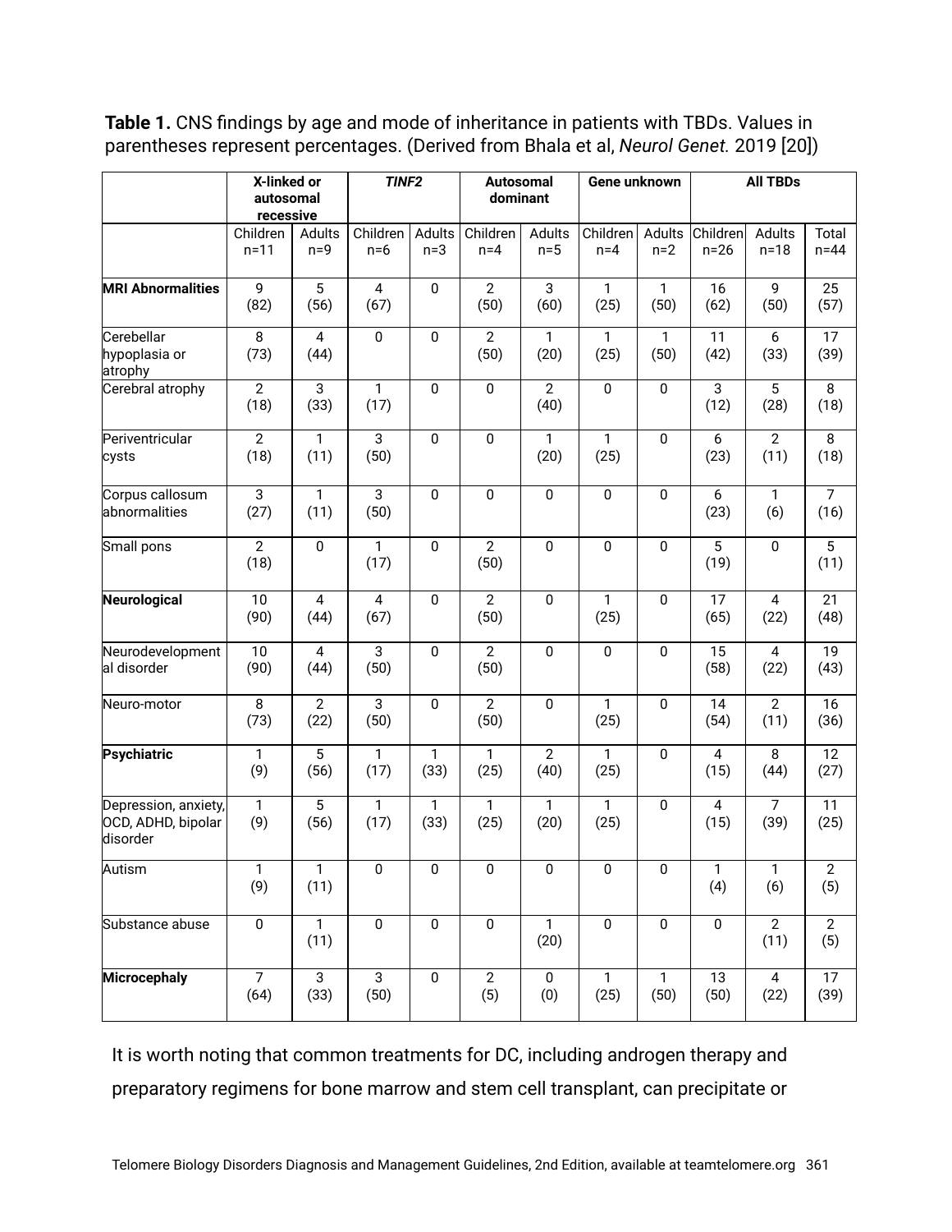**Table 1.** CNS findings by age and mode of inheritance in patients with TBDs. Values in parentheses represent percentages. (Derived from Bhala et al, *Neurol Genet.* 2019 [20])

| | X-linked or autosomal recessive | | *TINF2* | | Autosomal dominant | | Gene unknown | | All TBDs | | |
|---|---|---|---|---|---|---|---|---|---|---|---|
| | Children n=11 | Adults n=9 | Children n=6 | Adults n=3 | Children n=4 | Adults n=5 | Children n=4 | Adults n=2 | Children n=26 | Adults n=18 | Total n=44 |
| **MRI Abnormalities** | 9 (82) | 5 (56) | 4 (67) | 0 | 2 (50) | 3 (60) | 1 (25) | 1 (50) | 16 (62) | 9 (50) | 25 (57) |
| Cerebellar hypoplasia or atrophy | 8 (73) | 4 (44) | 0 | 0 | 2 (50) | 1 (20) | 1 (25) | 1 (50) | 11 (42) | 6 (33) | 17 (39) |
| Cerebral atrophy | 2 (18) | 3 (33) | 1 (17) | 0 | 0 | 2 (40) | 0 | 0 | 3 (12) | 5 (28) | 8 (18) |
| Periventricular cysts | 2 (18) | 1 (11) | 3 (50) | 0 | 0 | 1 (20) | 1 (25) | 0 | 6 (23) | 2 (11) | 8 (18) |
| Corpus callosum abnormalities | 3 (27) | 1 (11) | 3 (50) | 0 | 0 | 0 | 0 | 0 | 6 (23) | 1 (6) | 7 (16) |
| Small pons | 2 (18) | 0 | 1 (17) | 0 | 2 (50) | 0 | 0 | 0 | 5 (19) | 0 | 5 (11) |
| **Neurological** | 10 (90) | 4 (44) | 4 (67) | 0 | 2 (50) | 0 | 1 (25) | 0 | 17 (65) | 4 (22) | 21 (48) |
| Neurodevelopmental disorder | 10 (90) | 4 (44) | 3 (50) | 0 | 2 (50) | 0 | 0 | 0 | 15 (58) | 4 (22) | 19 (43) |
| Neuro-motor | 8 (73) | 2 (22) | 3 (50) | 0 | 2 (50) | 0 | 1 (25) | 0 | 14 (54) | 2 (11) | 16 (36) |
| **Psychiatric** | 1 (9) | 5 (56) | 1 (17) | 1 (33) | 1 (25) | 2 (40) | 1 (25) | 0 | 4 (15) | 8 (44) | 12 (27) |
| Depression, anxiety, OCD, ADHD, bipolar disorder | 1 (9) | 5 (56) | 1 (17) | 1 (33) | 1 (25) | 1 (20) | 1 (25) | 0 | 4 (15) | 7 (39) | 11 (25) |
| Autism | 1 (9) | 1 (11) | 0 | 0 | 0 | 0 | 0 | 0 | 1 (4) | 1 (6) | 2 (5) |
| Substance abuse | 0 | 1 (11) | 0 | 0 | 0 | 1 (20) | 0 | 0 | 0 | 2 (11) | 2 (5) |
| **Microcephaly** | 7 (64) | 3 (33) | 3 (50) | 0 | 2 (5) | 0 (0) | 1 (25) | 1 (50) | 13 (50) | 4 (22) | 17 (39) |

It is worth noting that common treatments for DC, including androgen therapy and preparatory regimens for bone marrow and stem cell transplant, can precipitate or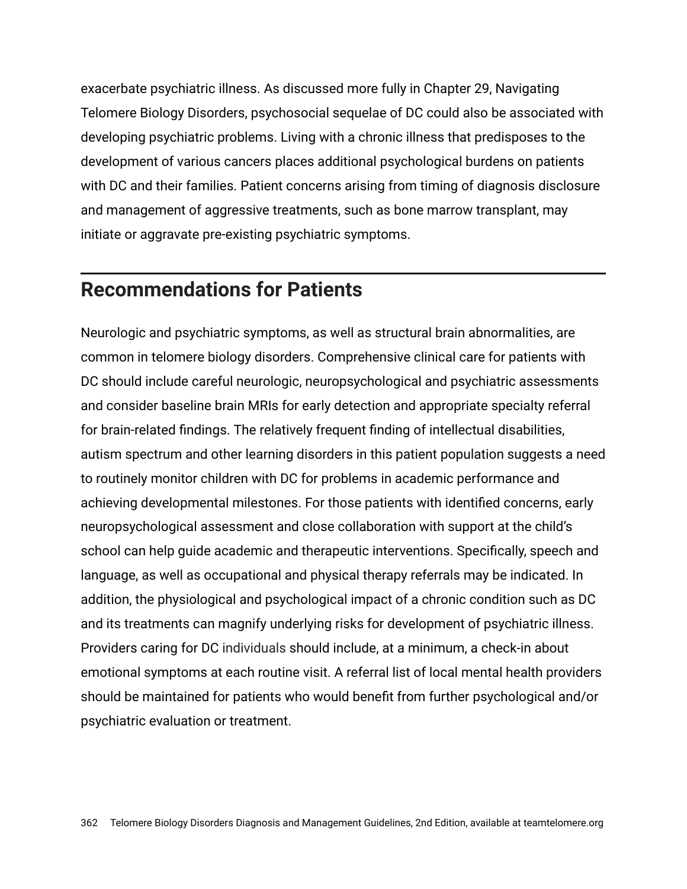exacerbate psychiatric illness. As discussed more fully in Chapter 29, Navigating Telomere Biology Disorders, psychosocial sequelae of DC could also be associated with developing psychiatric problems. Living with a chronic illness that predisposes to the development of various cancers places additional psychological burdens on patients with DC and their families. Patient concerns arising from timing of diagnosis disclosure and management of aggressive treatments, such as bone marrow transplant, may initiate or aggravate pre-existing psychiatric symptoms.

## Recommendations for Patients

Neurologic and psychiatric symptoms, as well as structural brain abnormalities, are common in telomere biology disorders. Comprehensive clinical care for patients with DC should include careful neurologic, neuropsychological and psychiatric assessments and consider baseline brain MRIs for early detection and appropriate specialty referral for brain-related findings. The relatively frequent finding of intellectual disabilities, autism spectrum and other learning disorders in this patient population suggests a need to routinely monitor children with DC for problems in academic performance and achieving developmental milestones. For those patients with identified concerns, early neuropsychological assessment and close collaboration with support at the child's school can help guide academic and therapeutic interventions. Specifically, speech and language, as well as occupational and physical therapy referrals may be indicated. In addition, the physiological and psychological impact of a chronic condition such as DC and its treatments can magnify underlying risks for development of psychiatric illness. Providers caring for DC individuals should include, at a minimum, a check-in about emotional symptoms at each routine visit. A referral list of local mental health providers should be maintained for patients who would benefit from further psychological and/or psychiatric evaluation or treatment.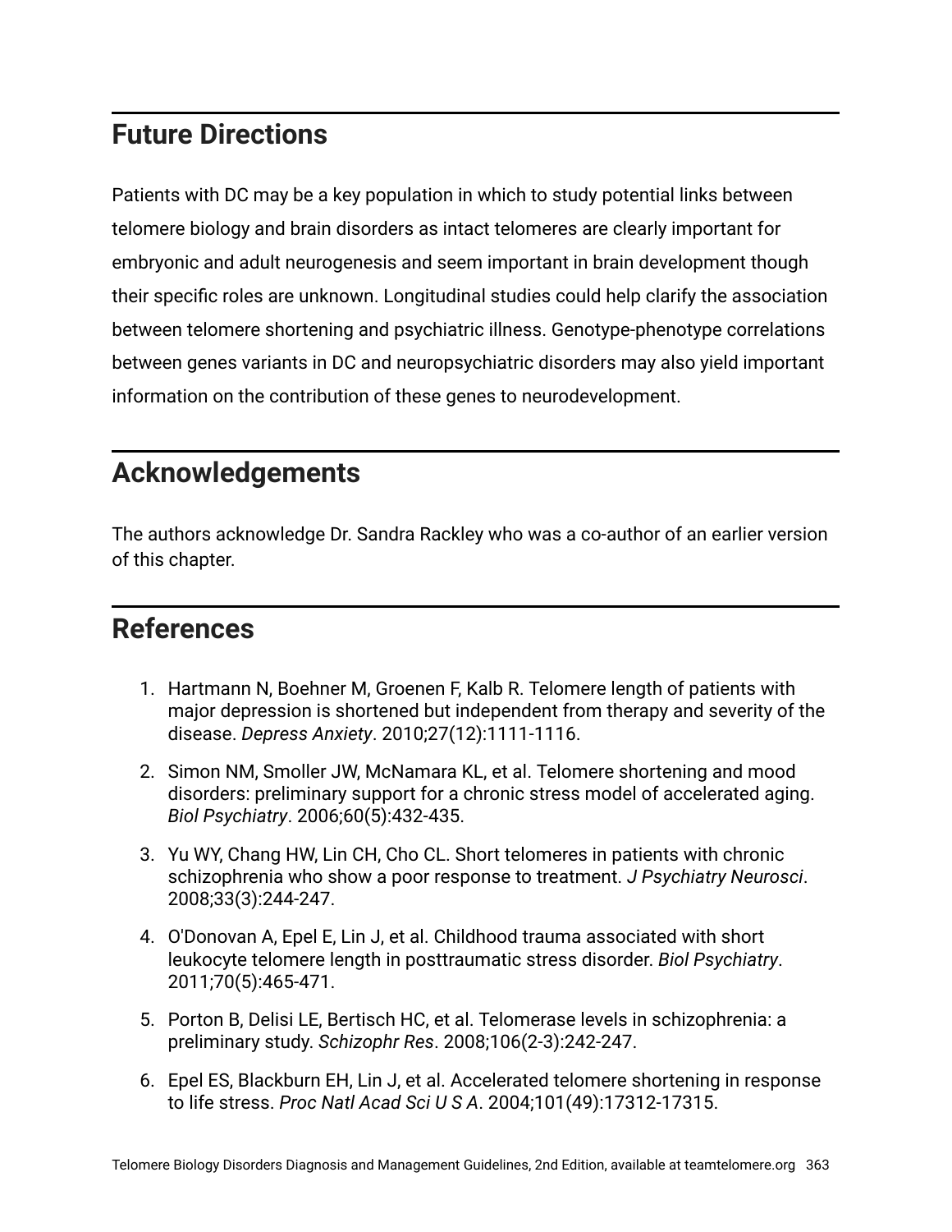## Future Directions

Patients with DC may be a key population in which to study potential links between telomere biology and brain disorders as intact telomeres are clearly important for embryonic and adult neurogenesis and seem important in brain development though their specific roles are unknown. Longitudinal studies could help clarify the association between telomere shortening and psychiatric illness. Genotype-phenotype correlations between genes variants in DC and neuropsychiatric disorders may also yield important information on the contribution of these genes to neurodevelopment.

## Acknowledgements

The authors acknowledge Dr. Sandra Rackley who was a co-author of an earlier version of this chapter.

## References

1. Hartmann N, Boehner M, Groenen F, Kalb R. Telomere length of patients with major depression is shortened but independent from therapy and severity of the disease. *Depress Anxiety*. 2010;27(12):1111-1116.
2. Simon NM, Smoller JW, McNamara KL, et al. Telomere shortening and mood disorders: preliminary support for a chronic stress model of accelerated aging. *Biol Psychiatry*. 2006;60(5):432-435.
3. Yu WY, Chang HW, Lin CH, Cho CL. Short telomeres in patients with chronic schizophrenia who show a poor response to treatment. *J Psychiatry Neurosci*. 2008;33(3):244-247.
4. O'Donovan A, Epel E, Lin J, et al. Childhood trauma associated with short leukocyte telomere length in posttraumatic stress disorder. *Biol Psychiatry*. 2011;70(5):465-471.
5. Porton B, Delisi LE, Bertisch HC, et al. Telomerase levels in schizophrenia: a preliminary study. *Schizophr Res*. 2008;106(2-3):242-247.
6. Epel ES, Blackburn EH, Lin J, et al. Accelerated telomere shortening in response to life stress. *Proc Natl Acad Sci U S A*. 2004;101(49):17312-17315.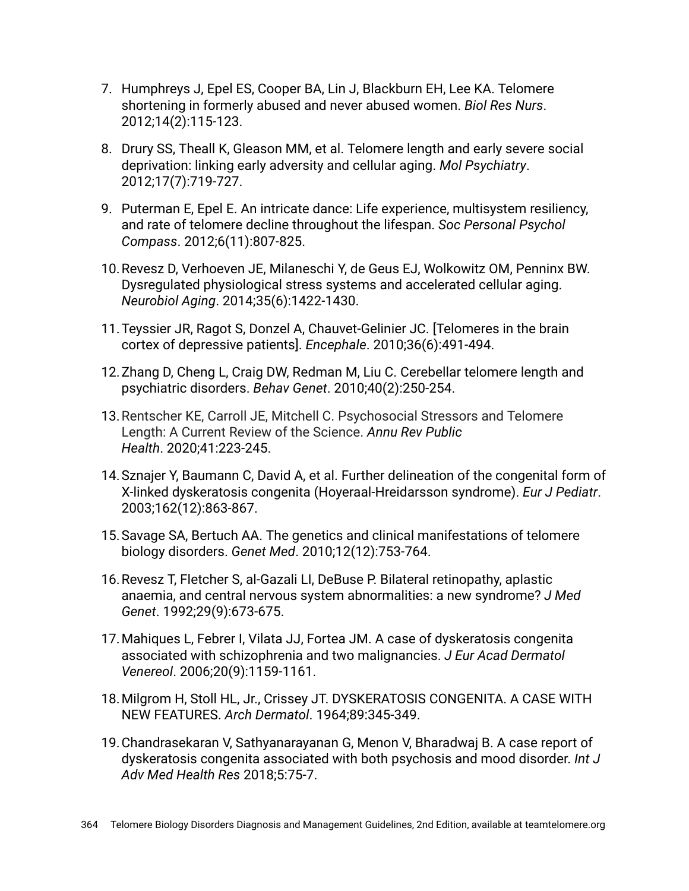7. Humphreys J, Epel ES, Cooper BA, Lin J, Blackburn EH, Lee KA. Telomere shortening in formerly abused and never abused women. *Biol Res Nurs*. 2012;14(2):115-123.

8. Drury SS, Theall K, Gleason MM, et al. Telomere length and early severe social deprivation: linking early adversity and cellular aging. *Mol Psychiatry*. 2012;17(7):719-727.

9. Puterman E, Epel E. An intricate dance: Life experience, multisystem resiliency, and rate of telomere decline throughout the lifespan. *Soc Personal Psychol Compass*. 2012;6(11):807-825.

10. Revesz D, Verhoeven JE, Milaneschi Y, de Geus EJ, Wolkowitz OM, Penninx BW. Dysregulated physiological stress systems and accelerated cellular aging. *Neurobiol Aging*. 2014;35(6):1422-1430.

11. Teyssier JR, Ragot S, Donzel A, Chauvet-Gelinier JC. [Telomeres in the brain cortex of depressive patients]. *Encephale*. 2010;36(6):491-494.

12. Zhang D, Cheng L, Craig DW, Redman M, Liu C. Cerebellar telomere length and psychiatric disorders. *Behav Genet*. 2010;40(2):250-254.

13. Rentscher KE, Carroll JE, Mitchell C. Psychosocial Stressors and Telomere Length: A Current Review of the Science. *Annu Rev Public Health*. 2020;41:223-245.

14. Sznajer Y, Baumann C, David A, et al. Further delineation of the congenital form of X-linked dyskeratosis congenita (Hoyeraal-Hreidarsson syndrome). *Eur J Pediatr*. 2003;162(12):863-867.

15. Savage SA, Bertuch AA. The genetics and clinical manifestations of telomere biology disorders. *Genet Med*. 2010;12(12):753-764.

16. Revesz T, Fletcher S, al-Gazali LI, DeBuse P. Bilateral retinopathy, aplastic anaemia, and central nervous system abnormalities: a new syndrome? *J Med Genet*. 1992;29(9):673-675.

17. Mahiques L, Febrer I, Vilata JJ, Fortea JM. A case of dyskeratosis congenita associated with schizophrenia and two malignancies. *J Eur Acad Dermatol Venereol*. 2006;20(9):1159-1161.

18. Milgrom H, Stoll HL, Jr., Crissey JT. DYSKERATOSIS CONGENITA. A CASE WITH NEW FEATURES. *Arch Dermatol*. 1964;89:345-349.

19. Chandrasekaran V, Sathyanarayanan G, Menon V, Bharadwaj B. A case report of dyskeratosis congenita associated with both psychosis and mood disorder. *Int J Adv Med Health Res* 2018;5:75-7.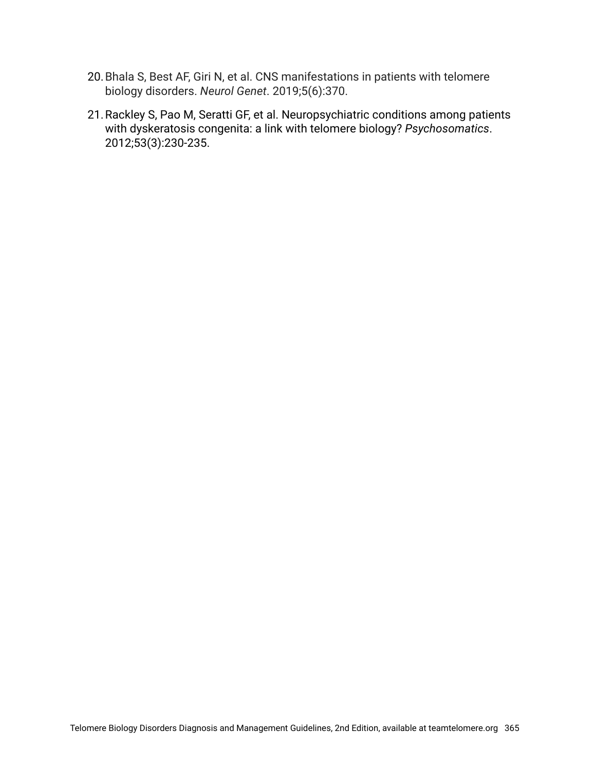20. Bhala S, Best AF, Giri N, et al. CNS manifestations in patients with telomere biology disorders. *Neurol Genet*. 2019;5(6):370.
21. Rackley S, Pao M, Seratti GF, et al. Neuropsychiatric conditions among patients with dyskeratosis congenita: a link with telomere biology? *Psychosomatics*. 2012;53(3):230-235.